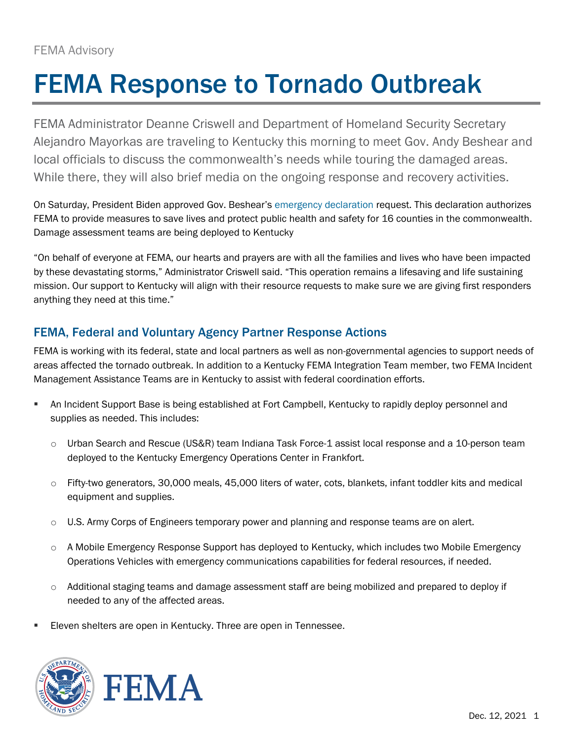FEMA Advisory

# FEMA Response to Tornado Outbreak

FEMA Administrator Deanne Criswell and Department of Homeland Security Secretary Alejandro Mayorkas are traveling to Kentucky this morning to meet Gov. Andy Beshear and local officials to discuss the commonwealth's needs while touring the damaged areas. While there, they will also brief media on the ongoing response and recovery activities.

On Saturday, President Biden approved Gov. Beshear's emergency declaration request. This declaration authorizes FEMA to provide measures to save lives and protect public health and safety for 16 counties in the commonwealth. Damage assessment teams are being deployed to Kentucky

"On behalf of everyone at FEMA, our hearts and prayers are with all the families and lives who have been impacted by these devastating storms," Administrator Criswell said. "This operation remains a lifesaving and life sustaining mission. Our support to Kentucky will align with their resource requests to make sure we are giving first responders anything they need at this time."

## FEMA, Federal and Voluntary Agency Partner Response Actions

FEMA is working with its federal, state and local partners as well as non-governmental agencies to support needs of areas affected the tornado outbreak. In addition to a Kentucky FEMA Integration Team member, two FEMA Incident Management Assistance Teams are in Kentucky to assist with federal coordination efforts.

- An Incident Support Base is being established at Fort Campbell, Kentucky to rapidly deploy personnel and supplies as needed. This includes:
  - Urban Search and Rescue (US&R) team Indiana Task Force-1 assist local response and a 10-person team deployed to the Kentucky Emergency Operations Center in Frankfort.
  - Fifty-two generators, 30,000 meals, 45,000 liters of water, cots, blankets, infant toddler kits and medical equipment and supplies.
  - U.S. Army Corps of Engineers temporary power and planning and response teams are on alert.
  - A Mobile Emergency Response Support has deployed to Kentucky, which includes two Mobile Emergency Operations Vehicles with emergency communications capabilities for federal resources, if needed.
  - Additional staging teams and damage assessment staff are being mobilized and prepared to deploy if needed to any of the affected areas.
- Eleven shelters are open in Kentucky. Three are open in Tennessee.

Dec. 12, 2021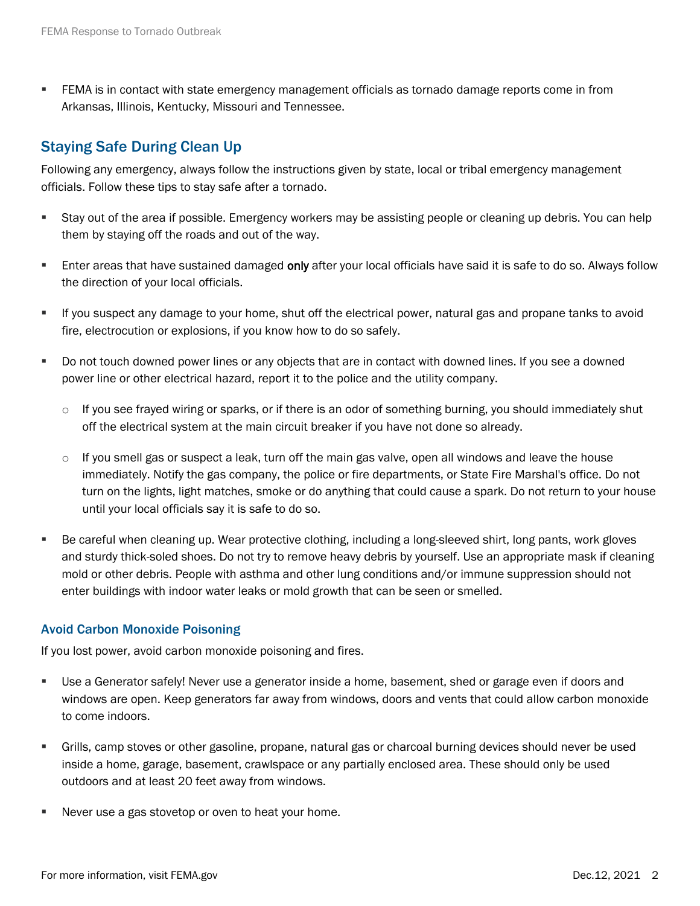- FEMA is in contact with state emergency management officials as tornado damage reports come in from Arkansas, Illinois, Kentucky, Missouri and Tennessee.

## Staying Safe During Clean Up

Following any emergency, always follow the instructions given by state, local or tribal emergency management officials. Follow these tips to stay safe after a tornado.

- Stay out of the area if possible. Emergency workers may be assisting people or cleaning up debris. You can help them by staying off the roads and out of the way.
- Enter areas that have sustained damaged **only** after your local officials have said it is safe to do so. Always follow the direction of your local officials.
- If you suspect any damage to your home, shut off the electrical power, natural gas and propane tanks to avoid fire, electrocution or explosions, if you know how to do so safely.
- Do not touch downed power lines or any objects that are in contact with downed lines. If you see a downed power line or other electrical hazard, report it to the police and the utility company.
  - If you see frayed wiring or sparks, or if there is an odor of something burning, you should immediately shut off the electrical system at the main circuit breaker if you have not done so already.
  - If you smell gas or suspect a leak, turn off the main gas valve, open all windows and leave the house immediately. Notify the gas company, the police or fire departments, or State Fire Marshal's office. Do not turn on the lights, light matches, smoke or do anything that could cause a spark. Do not return to your house until your local officials say it is safe to do so.
- Be careful when cleaning up. Wear protective clothing, including a long-sleeved shirt, long pants, work gloves and sturdy thick-soled shoes. Do not try to remove heavy debris by yourself. Use an appropriate mask if cleaning mold or other debris. People with asthma and other lung conditions and/or immune suppression should not enter buildings with indoor water leaks or mold growth that can be seen or smelled.

### Avoid Carbon Monoxide Poisoning

If you lost power, avoid carbon monoxide poisoning and fires.

- Use a Generator safely! Never use a generator inside a home, basement, shed or garage even if doors and windows are open. Keep generators far away from windows, doors and vents that could allow carbon monoxide to come indoors.
- Grills, camp stoves or other gasoline, propane, natural gas or charcoal burning devices should never be used inside a home, garage, basement, crawlspace or any partially enclosed area. These should only be used outdoors and at least 20 feet away from windows.
- Never use a gas stovetop or oven to heat your home.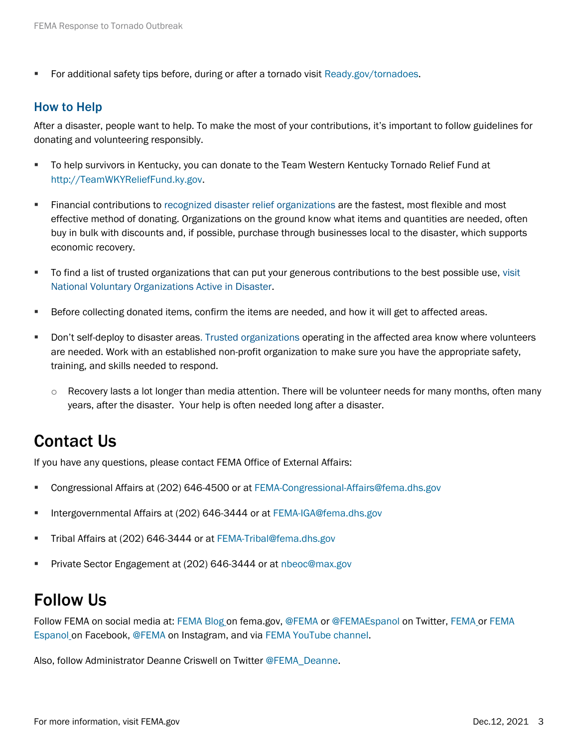- For additional safety tips before, during or after a tornado visit Ready.gov/tornadoes.

### How to Help

After a disaster, people want to help. To make the most of your contributions, it's important to follow guidelines for donating and volunteering responsibly.

- To help survivors in Kentucky, you can donate to the Team Western Kentucky Tornado Relief Fund at http://TeamWKYReliefFund.ky.gov.
- Financial contributions to recognized disaster relief organizations are the fastest, most flexible and most effective method of donating. Organizations on the ground know what items and quantities are needed, often buy in bulk with discounts and, if possible, purchase through businesses local to the disaster, which supports economic recovery.
- To find a list of trusted organizations that can put your generous contributions to the best possible use, visit National Voluntary Organizations Active in Disaster.
- Before collecting donated items, confirm the items are needed, and how it will get to affected areas.
- Don't self-deploy to disaster areas. Trusted organizations operating in the affected area know where volunteers are needed. Work with an established non-profit organization to make sure you have the appropriate safety, training, and skills needed to respond.
    - Recovery lasts a lot longer than media attention. There will be volunteer needs for many months, often many years, after the disaster. Your help is often needed long after a disaster.

## Contact Us

If you have any questions, please contact FEMA Office of External Affairs:

- Congressional Affairs at (202) 646-4500 or at FEMA-Congressional-Affairs@fema.dhs.gov
- Intergovernmental Affairs at (202) 646-3444 or at FEMA-IGA@fema.dhs.gov
- Tribal Affairs at (202) 646-3444 or at FEMA-Tribal@fema.dhs.gov
- Private Sector Engagement at (202) 646-3444 or at nbeoc@max.gov

## Follow Us

Follow FEMA on social media at: FEMA Blog on fema.gov, @FEMA or @FEMAEspanol on Twitter, FEMA or FEMA Espanol on Facebook, @FEMA on Instagram, and via FEMA YouTube channel.

Also, follow Administrator Deanne Criswell on Twitter @FEMA_Deanne.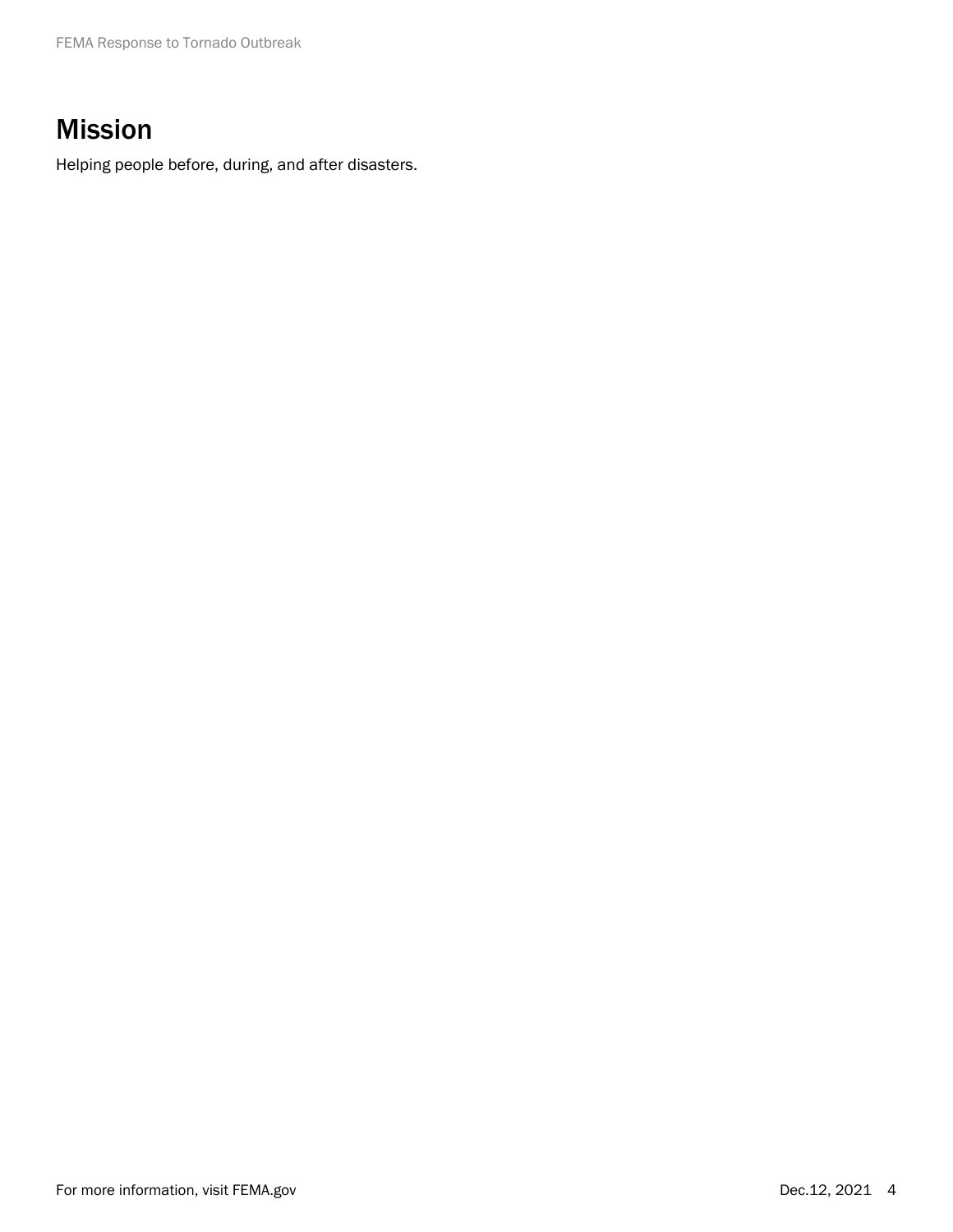## Mission

Helping people before, during, and after disasters.